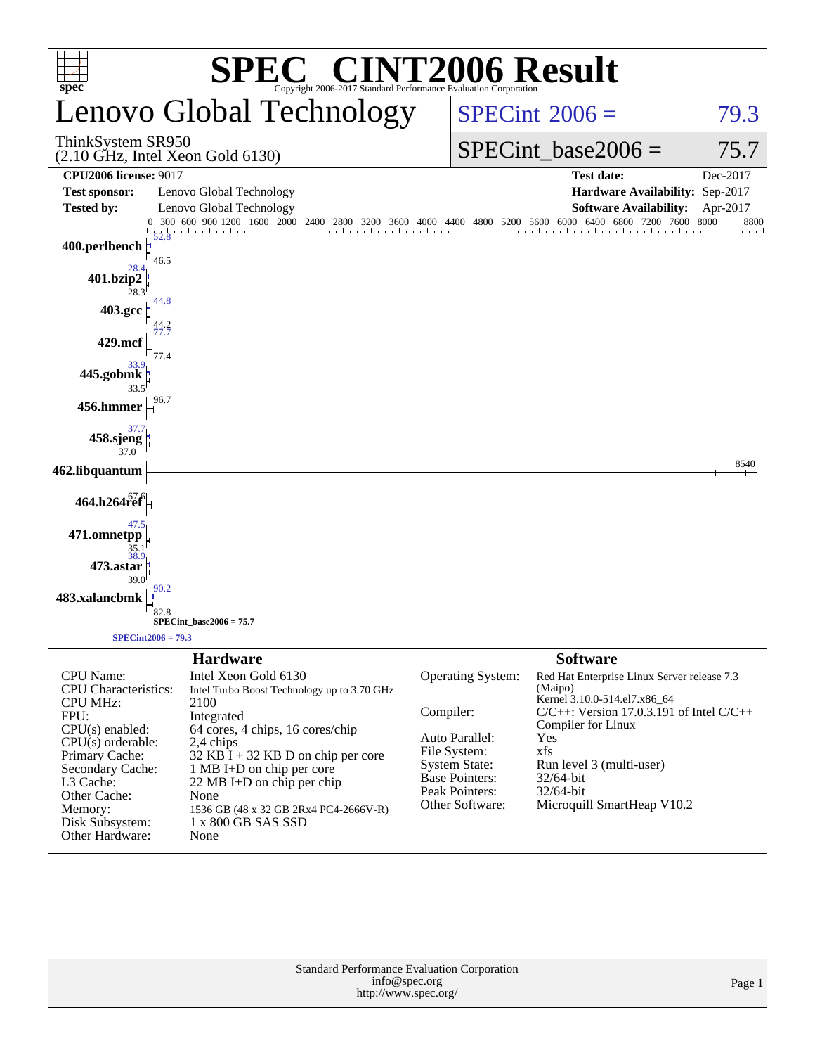# SPEC® CINT2006 Result

Copyright 2006-2017 Standard Performance Evaluation Corporation

## Lenovo Global Technology

ThinkSystem SR950
(2.10 GHz, Intel Xeon Gold 6130)

SPECint_2006 = 79.3

SPECint_base2006 = 75.7

| | | | |
|---|---|---|---|
| **CPU2006 license:** 9017 | | **Test date:** | Dec-2017 |
| **Test sponsor:** | Lenovo Global Technology | **Hardware Availability:** | Sep-2017 |
| **Tested by:** | Lenovo Global Technology | **Software Availability:** | Apr-2017 |

| Benchmark | Peak | Base |
|---|---|---|
| 400.perlbench | 52.8 | 46.5 |
| 401.bzip2 | 28.4 | 28.3 |
| 403.gcc | 44.8 | 44.2 |
| 429.mcf | 77.7 | 77.4 |
| 445.gobmk | 33.9 | 33.5 |
| 456.hmmer | 96.7 | 96.7 |
| 458.sjeng | 37.7 | 37.0 |
| 462.libquantum | 8540 | 8540 |
| 464.h264ref | 67.6 | 67.6 |
| 471.omnetpp | 47.5 | 35.1 |
| 473.astar | 38.9 | 39.0 |
| 483.xalancbmk | 90.2 | 82.8 |

SPECint_base2006 = 75.7

SPECint2006 = 79.3

### Hardware

| | |
|---|---|
| CPU Name: | Intel Xeon Gold 6130 |
| CPU Characteristics: | Intel Turbo Boost Technology up to 3.70 GHz |
| CPU MHz: | 2100 |
| FPU: | Integrated |
| CPU(s) enabled: | 64 cores, 4 chips, 16 cores/chip |
| CPU(s) orderable: | 2,4 chips |
| Primary Cache: | 32 KB I + 32 KB D on chip per core |
| Secondary Cache: | 1 MB I+D on chip per core |
| L3 Cache: | 22 MB I+D on chip per chip |
| Other Cache: | None |
| Memory: | 1536 GB (48 x 32 GB 2Rx4 PC4-2666V-R) |
| Disk Subsystem: | 1 x 800 GB SAS SSD |
| Other Hardware: | None |

### Software

| | |
|---|---|
| Operating System: | Red Hat Enterprise Linux Server release 7.3 (Maipo) Kernel 3.10.0-514.el7.x86_64 |
| Compiler: | C/C++: Version 17.0.3.191 of Intel C/C++ Compiler for Linux |
| Auto Parallel: | Yes |
| File System: | xfs |
| System State: | Run level 3 (multi-user) |
| Base Pointers: | 32/64-bit |
| Peak Pointers: | 32/64-bit |
| Other Software: | Microquill SmartHeap V10.2 |

Standard Performance Evaluation Corporation
info@spec.org
http://www.spec.org/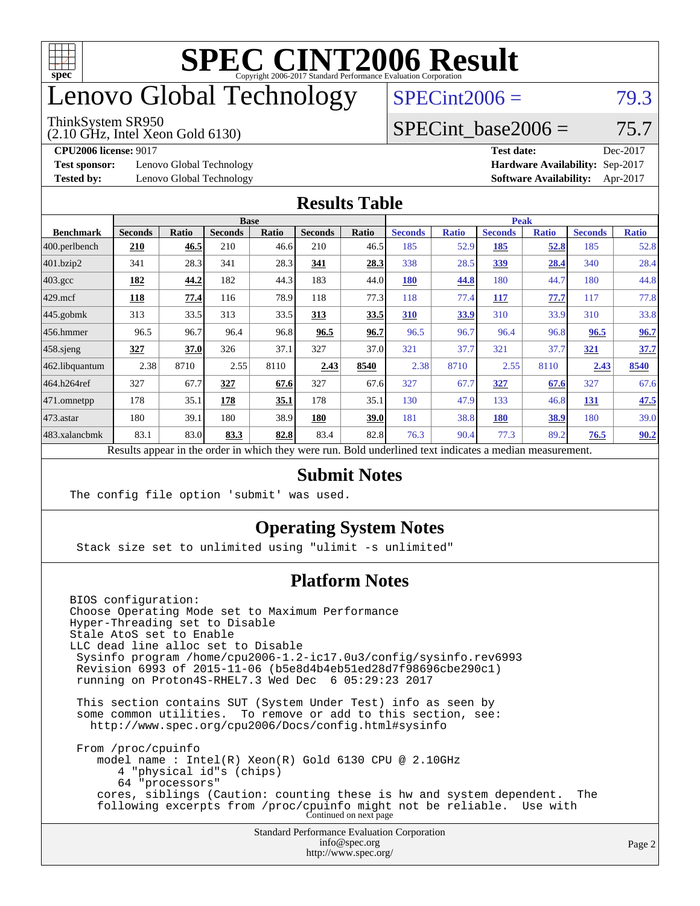# SPEC CINT2006 Result

Copyright 2006-2017 Standard Performance Evaluation Corporation

# Lenovo Global Technology

ThinkSystem SR950
(2.10 GHz, Intel Xeon Gold 6130)

SPECint2006 = 79.3

SPECint_base2006 = 75.7

**CPU2006 license:** 9017
**Test sponsor:** Lenovo Global Technology
**Tested by:** Lenovo Global Technology

**Test date:** Dec-2017
**Hardware Availability:** Sep-2017
**Software Availability:** Apr-2017

## Results Table

| Benchmark | Base | | | | | | Peak | | | | | |
|---|---|---|---|---|---|---|---|---|---|---|---|---|
| | Seconds | Ratio | Seconds | Ratio | Seconds | Ratio | Seconds | Ratio | Seconds | Ratio | Seconds | Ratio |
| 400.perlbench | **210** | **46.5** | 210 | 46.6 | 210 | 46.5 | 185 | 52.9 | **185** | **52.8** | 185 | 52.8 |
| 401.bzip2 | 341 | 28.3 | 341 | 28.3 | **341** | **28.3** | 338 | 28.5 | **339** | **28.4** | 340 | 28.4 |
| 403.gcc | **182** | **44.2** | 182 | 44.3 | 183 | 44.0 | **180** | **44.8** | 180 | 44.7 | 180 | 44.8 |
| 429.mcf | **118** | **77.4** | 116 | 78.9 | 118 | 77.3 | 118 | 77.4 | **117** | **77.7** | 117 | 77.8 |
| 445.gobmk | 313 | 33.5 | 313 | 33.5 | **313** | **33.5** | **310** | **33.9** | 310 | 33.9 | 310 | 33.8 |
| 456.hmmer | 96.5 | 96.7 | 96.4 | 96.8 | **96.5** | **96.7** | 96.5 | 96.7 | 96.4 | 96.8 | **96.5** | **96.7** |
| 458.sjeng | **327** | **37.0** | 326 | 37.1 | 327 | 37.0 | 321 | 37.7 | 321 | 37.7 | **321** | **37.7** |
| 462.libquantum | 2.38 | 8710 | 2.55 | 8110 | **2.43** | **8540** | 2.38 | 8710 | 2.55 | 8110 | **2.43** | **8540** |
| 464.h264ref | 327 | 67.7 | **327** | **67.6** | 327 | 67.6 | 327 | 67.7 | **327** | **67.6** | 327 | 67.6 |
| 471.omnetpp | 178 | 35.1 | **178** | **35.1** | 178 | 35.1 | 130 | 47.9 | 133 | 46.8 | **131** | **47.5** |
| 473.astar | 180 | 39.1 | 180 | 38.9 | **180** | **39.0** | 181 | 38.8 | **180** | **38.9** | 180 | 39.0 |
| 483.xalancbmk | 83.1 | 83.0 | **83.3** | **82.8** | 83.4 | 82.8 | 76.3 | 90.4 | 77.3 | 89.2 | **76.5** | **90.2** |

Results appear in the order in which they were run. Bold underlined text indicates a median measurement.

## Submit Notes

```
The config file option 'submit' was used.
```

## Operating System Notes

```
Stack size set to unlimited using "ulimit -s unlimited"
```

## Platform Notes

```
BIOS configuration:
Choose Operating Mode set to Maximum Performance
Hyper-Threading set to Disable
Stale AtoS set to Enable
LLC dead line alloc set to Disable
 Sysinfo program /home/cpu2006-1.2-ic17.0u3/config/sysinfo.rev6993
 Revision 6993 of 2015-11-06 (b5e8d4b4eb51ed28d7f98696cbe290c1)
 running on Proton4S-RHEL7.3 Wed Dec  6 05:29:23 2017

 This section contains SUT (System Under Test) info as seen by
 some common utilities.  To remove or add to this section, see:
   http://www.spec.org/cpu2006/Docs/config.html#sysinfo

 From /proc/cpuinfo
    model name : Intel(R) Xeon(R) Gold 6130 CPU @ 2.10GHz
       4 "physical id"s (chips)
       64 "processors"
    cores, siblings (Caution: counting these is hw and system dependent.  The
    following excerpts from /proc/cpuinfo might not be reliable.  Use with
```

Continued on next page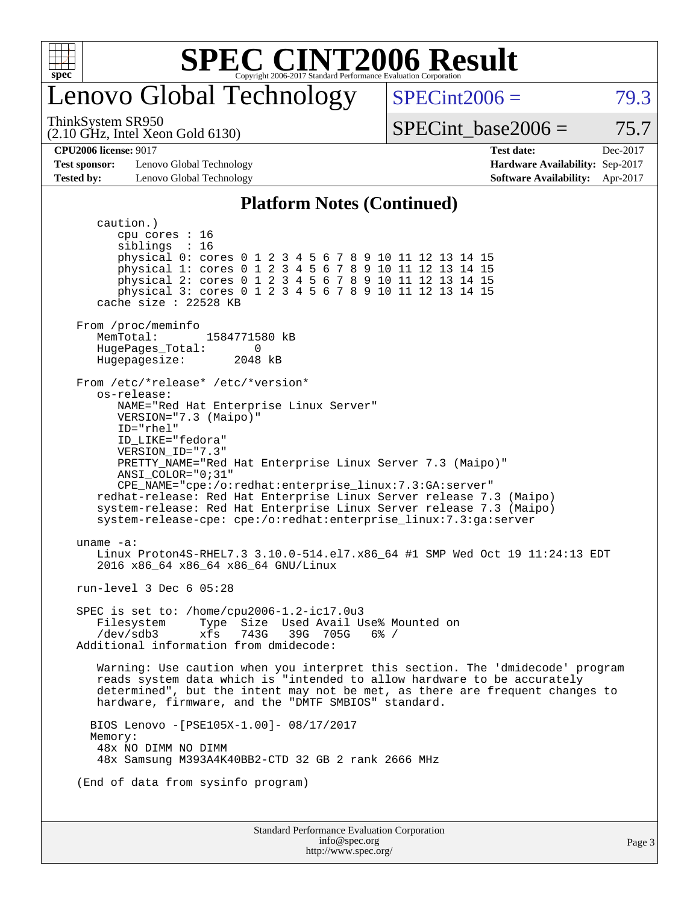# Lenovo Global Technology

ThinkSystem SR950
(2.10 GHz, Intel Xeon Gold 6130)

SPECint2006 = 79.3

SPECint_base2006 = 75.7

| | | | |
|---|---|---|---|
| **CPU2006 license:** 9017 | | **Test date:** | Dec-2017 |
| **Test sponsor:** | Lenovo Global Technology | **Hardware Availability:** | Sep-2017 |
| **Tested by:** | Lenovo Global Technology | **Software Availability:** | Apr-2017 |

## Platform Notes (Continued)

```
      caution.)
         cpu cores : 16
         siblings  : 16
         physical 0: cores 0 1 2 3 4 5 6 7 8 9 10 11 12 13 14 15
         physical 1: cores 0 1 2 3 4 5 6 7 8 9 10 11 12 13 14 15
         physical 2: cores 0 1 2 3 4 5 6 7 8 9 10 11 12 13 14 15
         physical 3: cores 0 1 2 3 4 5 6 7 8 9 10 11 12 13 14 15
      cache size : 22528 KB

   From /proc/meminfo
      MemTotal:       1584771580 kB
      HugePages_Total:       0
      Hugepagesize:       2048 kB

   From /etc/*release* /etc/*version*
      os-release:
         NAME="Red Hat Enterprise Linux Server"
         VERSION="7.3 (Maipo)"
         ID="rhel"
         ID_LIKE="fedora"
         VERSION_ID="7.3"
         PRETTY_NAME="Red Hat Enterprise Linux Server 7.3 (Maipo)"
         ANSI_COLOR="0;31"
         CPE_NAME="cpe:/o:redhat:enterprise_linux:7.3:GA:server"
      redhat-release: Red Hat Enterprise Linux Server release 7.3 (Maipo)
      system-release: Red Hat Enterprise Linux Server release 7.3 (Maipo)
      system-release-cpe: cpe:/o:redhat:enterprise_linux:7.3:ga:server

   uname -a:
      Linux Proton4S-RHEL7.3 3.10.0-514.el7.x86_64 #1 SMP Wed Oct 19 11:24:13 EDT
      2016 x86_64 x86_64 x86_64 GNU/Linux

   run-level 3 Dec 6 05:28

   SPEC is set to: /home/cpu2006-1.2-ic17.0u3
      Filesystem     Type  Size  Used Avail Use% Mounted on
      /dev/sdb3      xfs   743G   39G  705G   6% /
   Additional information from dmidecode:

      Warning: Use caution when you interpret this section. The 'dmidecode' program
      reads system data which is "intended to allow hardware to be accurately
      determined", but the intent may not be met, as there are frequent changes to
      hardware, firmware, and the "DMTF SMBIOS" standard.

     BIOS Lenovo -[PSE105X-1.00]- 08/17/2017
     Memory:
      48x NO DIMM NO DIMM
      48x Samsung M393A4K40BB2-CTD 32 GB 2 rank 2666 MHz

   (End of data from sysinfo program)
```

Standard Performance Evaluation Corporation
info@spec.org
http://www.spec.org/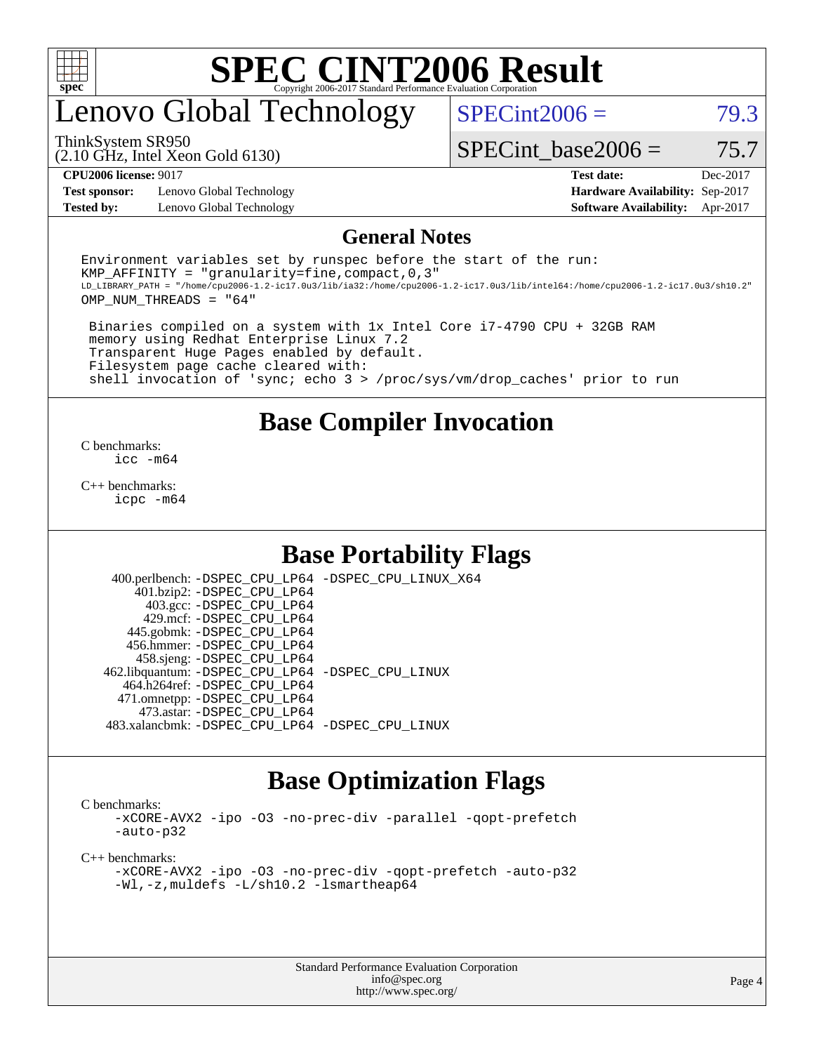# SPEC CINT2006 Result

Copyright 2006-2017 Standard Performance Evaluation Corporation

## Lenovo Global Technology

ThinkSystem SR950
(2.10 GHz, Intel Xeon Gold 6130)

SPECint2006 = 79.3

SPECint_base2006 = 75.7

| | | | |
|---|---|---|---|
| **CPU2006 license:** 9017 | | **Test date:** | Dec-2017 |
| **Test sponsor:** | Lenovo Global Technology | **Hardware Availability:** | Sep-2017 |
| **Tested by:** | Lenovo Global Technology | **Software Availability:** | Apr-2017 |

## General Notes

```
Environment variables set by runspec before the start of the run:
KMP_AFFINITY = "granularity=fine,compact,0,3"
LD_LIBRARY_PATH = "/home/cpu2006-1.2-ic17.0u3/lib/ia32:/home/cpu2006-1.2-ic17.0u3/lib/intel64:/home/cpu2006-1.2-ic17.0u3/sh10.2"
OMP_NUM_THREADS = "64"

 Binaries compiled on a system with 1x Intel Core i7-4790 CPU + 32GB RAM
 memory using Redhat Enterprise Linux 7.2
 Transparent Huge Pages enabled by default.
 Filesystem page cache cleared with:
 shell invocation of 'sync; echo 3 > /proc/sys/vm/drop_caches' prior to run
```

## Base Compiler Invocation

C benchmarks:
 icc -m64

C++ benchmarks:
 icpc -m64

## Base Portability Flags

| | |
|---|---|
| 400.perlbench: | -DSPEC_CPU_LP64 -DSPEC_CPU_LINUX_X64 |
| 401.bzip2: | -DSPEC_CPU_LP64 |
| 403.gcc: | -DSPEC_CPU_LP64 |
| 429.mcf: | -DSPEC_CPU_LP64 |
| 445.gobmk: | -DSPEC_CPU_LP64 |
| 456.hmmer: | -DSPEC_CPU_LP64 |
| 458.sjeng: | -DSPEC_CPU_LP64 |
| 462.libquantum: | -DSPEC_CPU_LP64 -DSPEC_CPU_LINUX |
| 464.h264ref: | -DSPEC_CPU_LP64 |
| 471.omnetpp: | -DSPEC_CPU_LP64 |
| 473.astar: | -DSPEC_CPU_LP64 |
| 483.xalancbmk: | -DSPEC_CPU_LP64 -DSPEC_CPU_LINUX |

## Base Optimization Flags

C benchmarks:
 -xCORE-AVX2 -ipo -O3 -no-prec-div -parallel -qopt-prefetch
 -auto-p32

C++ benchmarks:
 -xCORE-AVX2 -ipo -O3 -no-prec-div -qopt-prefetch -auto-p32
 -Wl,-z,muldefs -L/sh10.2 -lsmartheap64

Standard Performance Evaluation Corporation
info@spec.org
http://www.spec.org/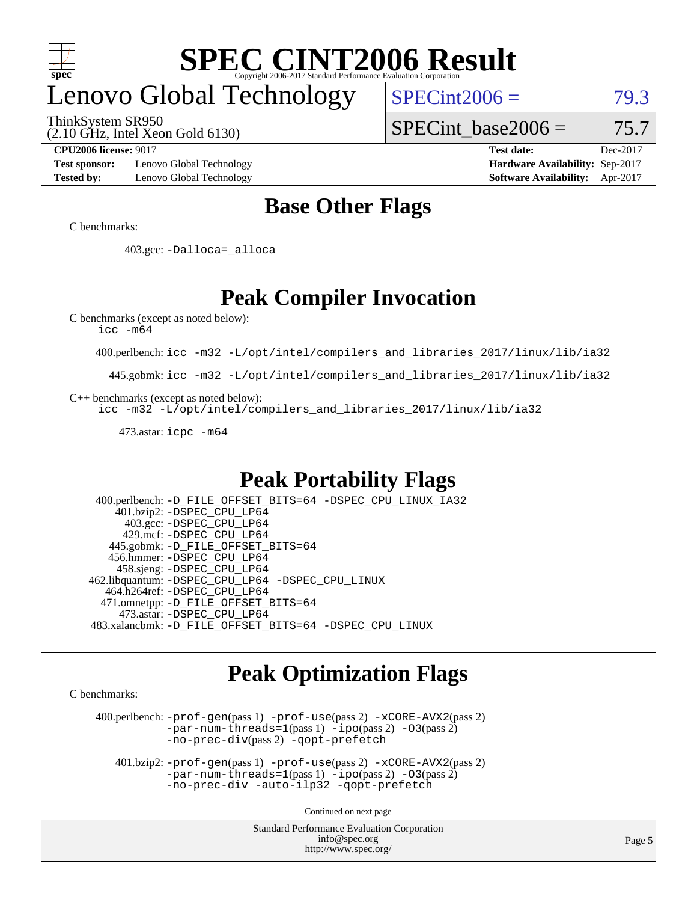# SPEC CINT2006 Result

## Lenovo Global Technology

ThinkSystem SR950
(2.10 GHz, Intel Xeon Gold 6130)

SPECint2006 = 79.3

SPECint_base2006 = 75.7

| | | | |
|---|---|---|---|
| **CPU2006 license:** 9017 | | **Test date:** | Dec-2017 |
| **Test sponsor:** | Lenovo Global Technology | **Hardware Availability:** | Sep-2017 |
| **Tested by:** | Lenovo Global Technology | **Software Availability:** | Apr-2017 |

## Base Other Flags

C benchmarks:

403.gcc: -Dalloca=_alloca

## Peak Compiler Invocation

C benchmarks (except as noted below):
icc -m64

400.perlbench: icc -m32 -L/opt/intel/compilers_and_libraries_2017/linux/lib/ia32

445.gobmk: icc -m32 -L/opt/intel/compilers_and_libraries_2017/linux/lib/ia32

C++ benchmarks (except as noted below):
icc -m32 -L/opt/intel/compilers_and_libraries_2017/linux/lib/ia32

473.astar: icpc -m64

## Peak Portability Flags

400.perlbench: -D_FILE_OFFSET_BITS=64 -DSPEC_CPU_LINUX_IA32
401.bzip2: -DSPEC_CPU_LP64
403.gcc: -DSPEC_CPU_LP64
429.mcf: -DSPEC_CPU_LP64
445.gobmk: -D_FILE_OFFSET_BITS=64
456.hmmer: -DSPEC_CPU_LP64
458.sjeng: -DSPEC_CPU_LP64
462.libquantum: -DSPEC_CPU_LP64 -DSPEC_CPU_LINUX
464.h264ref: -DSPEC_CPU_LP64
471.omnetpp: -D_FILE_OFFSET_BITS=64
473.astar: -DSPEC_CPU_LP64
483.xalancbmk: -D_FILE_OFFSET_BITS=64 -DSPEC_CPU_LINUX

## Peak Optimization Flags

C benchmarks:

400.perlbench: -prof-gen(pass 1) -prof-use(pass 2) -xCORE-AVX2(pass 2) -par-num-threads=1(pass 1) -ipo(pass 2) -O3(pass 2) -no-prec-div(pass 2) -qopt-prefetch

401.bzip2: -prof-gen(pass 1) -prof-use(pass 2) -xCORE-AVX2(pass 2) -par-num-threads=1(pass 1) -ipo(pass 2) -O3(pass 2) -no-prec-div -auto-ilp32 -qopt-prefetch

Continued on next page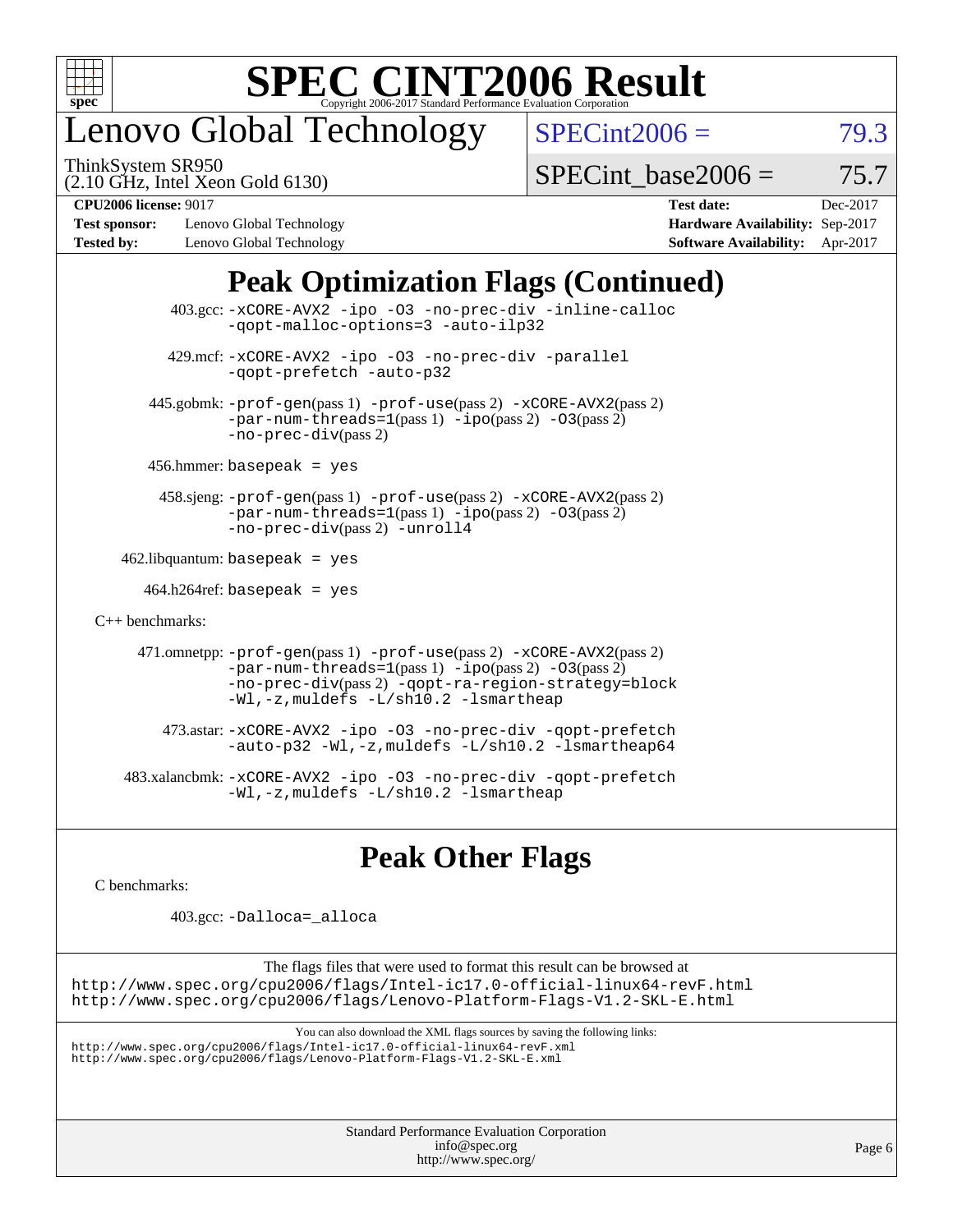# SPEC CINT2006 Result

Copyright 2006-2017 Standard Performance Evaluation Corporation

## Lenovo Global Technology

ThinkSystem SR950
(2.10 GHz, Intel Xeon Gold 6130)

SPECint2006 = 79.3

SPECint_base2006 = 75.7

**CPU2006 license:** 9017
**Test sponsor:** Lenovo Global Technology
**Tested by:** Lenovo Global Technology
**Test date:** Dec-2017
**Hardware Availability:** Sep-2017
**Software Availability:** Apr-2017

## Peak Optimization Flags (Continued)

403.gcc: -xCORE-AVX2 -ipo -O3 -no-prec-div -inline-calloc -qopt-malloc-options=3 -auto-ilp32

429.mcf: -xCORE-AVX2 -ipo -O3 -no-prec-div -parallel -qopt-prefetch -auto-p32

445.gobmk: -prof-gen(pass 1) -prof-use(pass 2) -xCORE-AVX2(pass 2) -par-num-threads=1(pass 1) -ipo(pass 2) -O3(pass 2) -no-prec-div(pass 2)

456.hmmer: basepeak = yes

458.sjeng: -prof-gen(pass 1) -prof-use(pass 2) -xCORE-AVX2(pass 2) -par-num-threads=1(pass 1) -ipo(pass 2) -O3(pass 2) -no-prec-div(pass 2) -unroll4

462.libquantum: basepeak = yes

464.h264ref: basepeak = yes

C++ benchmarks:

471.omnetpp: -prof-gen(pass 1) -prof-use(pass 2) -xCORE-AVX2(pass 2) -par-num-threads=1(pass 1) -ipo(pass 2) -O3(pass 2) -no-prec-div(pass 2) -qopt-ra-region-strategy=block -Wl,-z,muldefs -L/sh10.2 -lsmartheap

473.astar: -xCORE-AVX2 -ipo -O3 -no-prec-div -qopt-prefetch -auto-p32 -Wl,-z,muldefs -L/sh10.2 -lsmartheap64

483.xalancbmk: -xCORE-AVX2 -ipo -O3 -no-prec-div -qopt-prefetch -Wl,-z,muldefs -L/sh10.2 -lsmartheap

## Peak Other Flags

C benchmarks:

403.gcc: -Dalloca=_alloca

The flags files that were used to format this result can be browsed at
http://www.spec.org/cpu2006/flags/Intel-ic17.0-official-linux64-revF.html
http://www.spec.org/cpu2006/flags/Lenovo-Platform-Flags-V1.2-SKL-E.html

You can also download the XML flags sources by saving the following links:
http://www.spec.org/cpu2006/flags/Intel-ic17.0-official-linux64-revF.xml
http://www.spec.org/cpu2006/flags/Lenovo-Platform-Flags-V1.2-SKL-E.xml

Standard Performance Evaluation Corporation
info@spec.org
http://www.spec.org/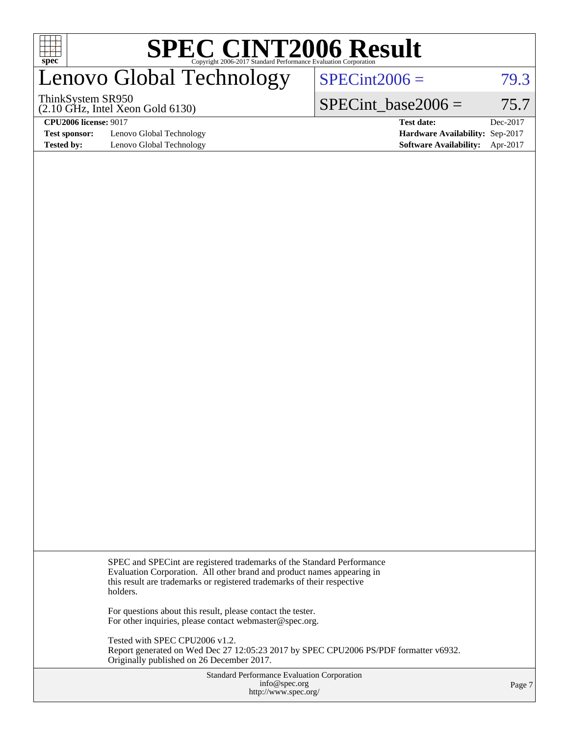SPEC and SPECint are registered trademarks of the Standard Performance Evaluation Corporation. All other brand and product names appearing in this result are trademarks or registered trademarks of their respective holders.

For questions about this result, please contact the tester.
For other inquiries, please contact webmaster@spec.org.

Tested with SPEC CPU2006 v1.2.
Report generated on Wed Dec 27 12:05:23 2017 by SPEC CPU2006 PS/PDF formatter v6932.
Originally published on 26 December 2017.